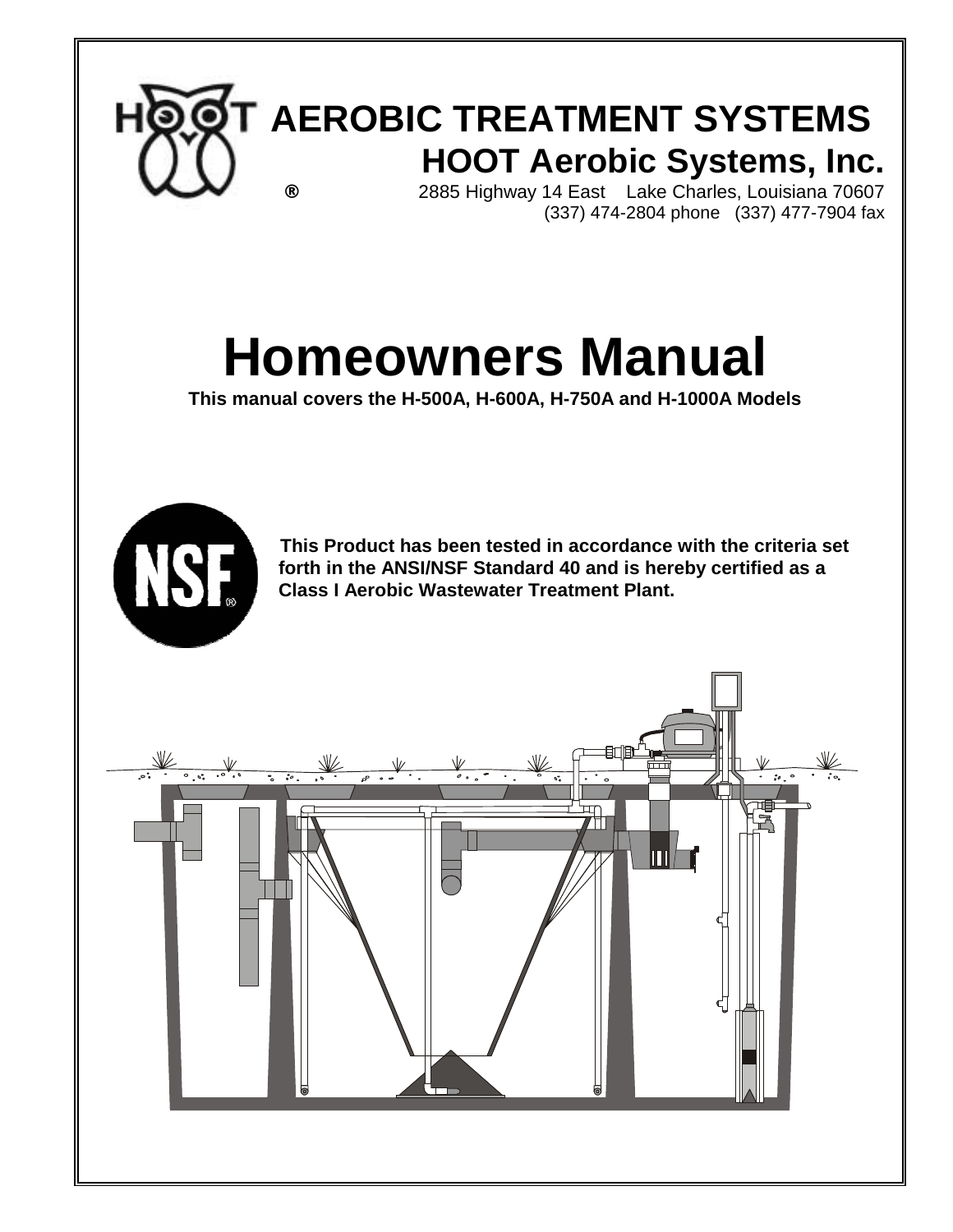# AEROBIC TREATMENT SYSTEMS

## HOOT Aerobic Systems, Inc.

®

2885 Highway 14 East Lake Charles, Louisiana 70607

(337) 474-2804 phone (337) 477-7904 fax

# Homeowners Manual

**This manual covers the H-500A, H-600A, H-750A and H-1000A Models**

**This Product has been tested in accordance with the criteria set forth in the ANSI/NSF Standard 40 and is hereby certified as a Class I Aerobic Wastewater Treatment Plant.**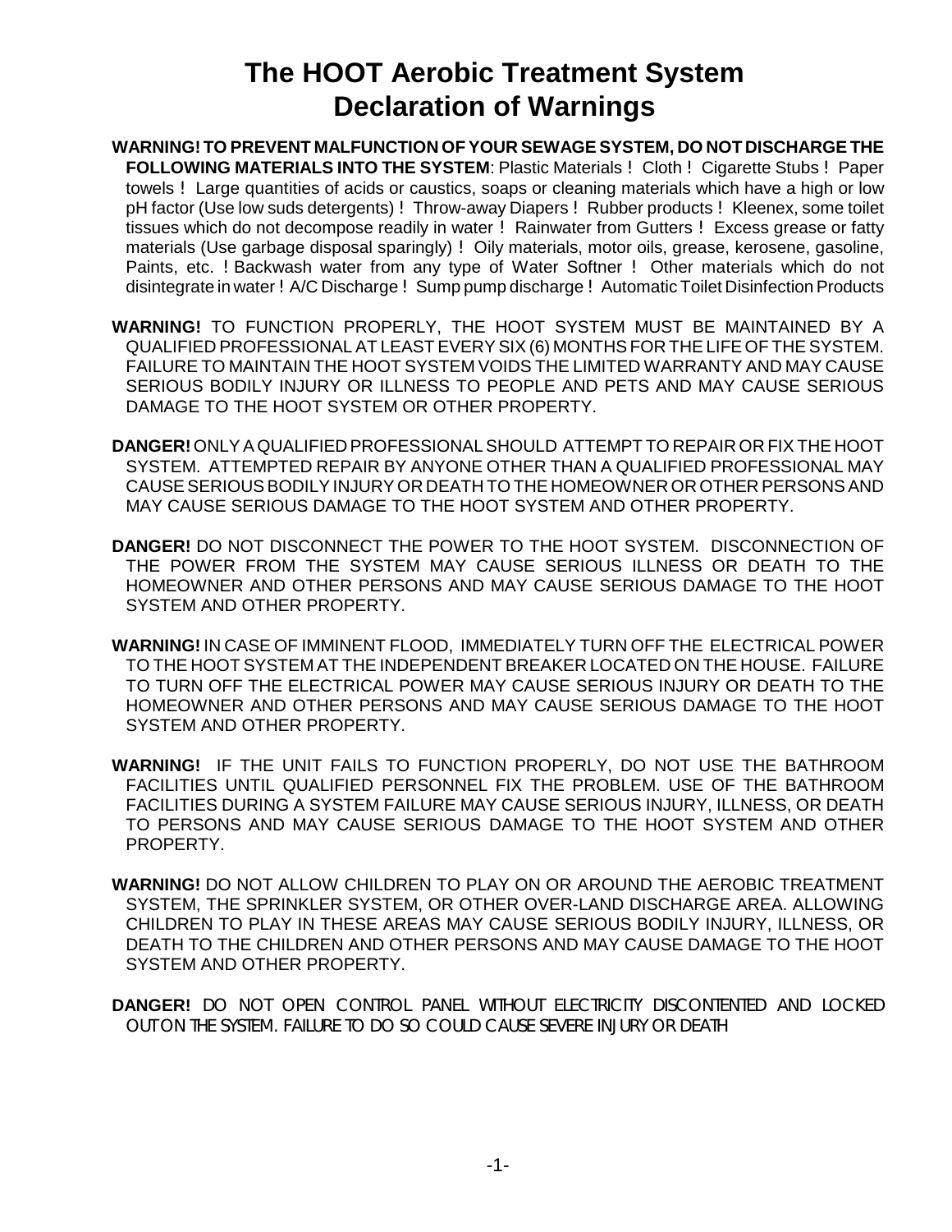# The HOOT Aerobic Treatment System
# Declaration of Warnings

**WARNING! TO PREVENT MALFUNCTION OF YOUR SEWAGE SYSTEM, DO NOT DISCHARGE THE FOLLOWING MATERIALS INTO THE SYSTEM**: Plastic Materials ! Cloth ! Cigarette Stubs ! Paper towels ! Large quantities of acids or caustics, soaps or cleaning materials which have a high or low pH factor (Use low suds detergents) ! Throw-away Diapers ! Rubber products ! Kleenex, some toilet tissues which do not decompose readily in water ! Rainwater from Gutters ! Excess grease or fatty materials (Use garbage disposal sparingly) ! Oily materials, motor oils, grease, kerosene, gasoline, Paints, etc. ! Backwash water from any type of Water Softner ! Other materials which do not disintegrate in water ! A/C Discharge ! Sump pump discharge ! Automatic Toilet Disinfection Products

**WARNING!** TO FUNCTION PROPERLY, THE HOOT SYSTEM MUST BE MAINTAINED BY A QUALIFIED PROFESSIONAL AT LEAST EVERY SIX (6) MONTHS FOR THE LIFE OF THE SYSTEM. FAILURE TO MAINTAIN THE HOOT SYSTEM VOIDS THE LIMITED WARRANTY AND MAY CAUSE SERIOUS BODILY INJURY OR ILLNESS TO PEOPLE AND PETS AND MAY CAUSE SERIOUS DAMAGE TO THE HOOT SYSTEM OR OTHER PROPERTY.

**DANGER!** ONLY A QUALIFIED PROFESSIONAL SHOULD ATTEMPT TO REPAIR OR FIX THE HOOT SYSTEM. ATTEMPTED REPAIR BY ANYONE OTHER THAN A QUALIFIED PROFESSIONAL MAY CAUSE SERIOUS BODILY INJURY OR DEATH TO THE HOMEOWNER OR OTHER PERSONS AND MAY CAUSE SERIOUS DAMAGE TO THE HOOT SYSTEM AND OTHER PROPERTY.

**DANGER!** DO NOT DISCONNECT THE POWER TO THE HOOT SYSTEM. DISCONNECTION OF THE POWER FROM THE SYSTEM MAY CAUSE SERIOUS ILLNESS OR DEATH TO THE HOMEOWNER AND OTHER PERSONS AND MAY CAUSE SERIOUS DAMAGE TO THE HOOT SYSTEM AND OTHER PROPERTY.

**WARNING!** IN CASE OF IMMINENT FLOOD, IMMEDIATELY TURN OFF THE ELECTRICAL POWER TO THE HOOT SYSTEM AT THE INDEPENDENT BREAKER LOCATED ON THE HOUSE. FAILURE TO TURN OFF THE ELECTRICAL POWER MAY CAUSE SERIOUS INJURY OR DEATH TO THE HOMEOWNER AND OTHER PERSONS AND MAY CAUSE SERIOUS DAMAGE TO THE HOOT SYSTEM AND OTHER PROPERTY.

**WARNING!** IF THE UNIT FAILS TO FUNCTION PROPERLY, DO NOT USE THE BATHROOM FACILITIES UNTIL QUALIFIED PERSONNEL FIX THE PROBLEM. USE OF THE BATHROOM FACILITIES DURING A SYSTEM FAILURE MAY CAUSE SERIOUS INJURY, ILLNESS, OR DEATH TO PERSONS AND MAY CAUSE SERIOUS DAMAGE TO THE HOOT SYSTEM AND OTHER PROPERTY.

**WARNING!** DO NOT ALLOW CHILDREN TO PLAY ON OR AROUND THE AEROBIC TREATMENT SYSTEM, THE SPRINKLER SYSTEM, OR OTHER OVER-LAND DISCHARGE AREA. ALLOWING CHILDREN TO PLAY IN THESE AREAS MAY CAUSE SERIOUS BODILY INJURY, ILLNESS, OR DEATH TO THE CHILDREN AND OTHER PERSONS AND MAY CAUSE DAMAGE TO THE HOOT SYSTEM AND OTHER PROPERTY.

**DANGER!** DO NOT OPEN CONTROL PANEL WITHOUT ELECTRICITY DISCONTENTED AND LOCKED OUT ON THE SYSTEM. FAILURE TO DO SO COULD CAUSE SEVERE INJURY OR DEATH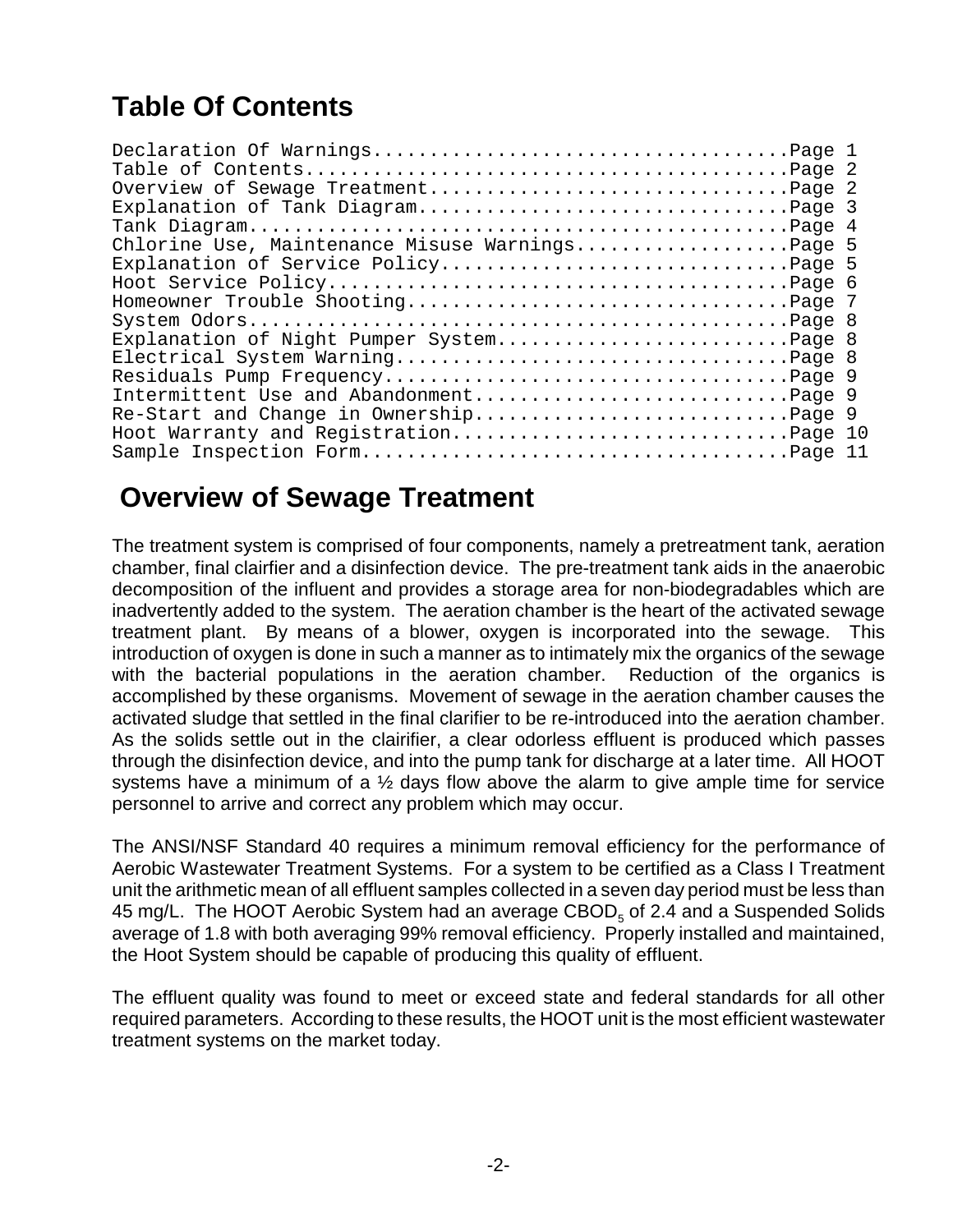# Table Of Contents

```
Declaration Of Warnings....................................Page 1
Table of Contents..........................................Page 2
Overview of Sewage Treatment...............................Page 2
Explanation of Tank Diagram................................Page 3
Tank Diagram...............................................Page 4
Chlorine Use, Maintenance Misuse Warnings..................Page 5
Explanation of Service Policy..............................Page 5
Hoot Service Policy........................................Page 6
Homeowner Trouble Shooting.................................Page 7
System Odors...............................................Page 8
Explanation of Night Pumper System.........................Page 8
Electrical System Warning..................................Page 8
Residuals Pump Frequency...................................Page 9
Intermittent Use and Abandonment...........................Page 9
Re-Start and Change in Ownership...........................Page 9
Hoot Warranty and Registration.............................Page 10
Sample Inspection Form.....................................Page 11
```

# Overview of Sewage Treatment

The treatment system is comprised of four components, namely a pretreatment tank, aeration chamber, final clairfier and a disinfection device. The pre-treatment tank aids in the anaerobic decomposition of the influent and provides a storage area for non-biodegradables which are inadvertently added to the system. The aeration chamber is the heart of the activated sewage treatment plant. By means of a blower, oxygen is incorporated into the sewage. This introduction of oxygen is done in such a manner as to intimately mix the organics of the sewage with the bacterial populations in the aeration chamber. Reduction of the organics is accomplished by these organisms. Movement of sewage in the aeration chamber causes the activated sludge that settled in the final clarifier to be re-introduced into the aeration chamber. As the solids settle out in the clairifier, a clear odorless effluent is produced which passes through the disinfection device, and into the pump tank for discharge at a later time. All HOOT systems have a minimum of a ½ days flow above the alarm to give ample time for service personnel to arrive and correct any problem which may occur.

The ANSI/NSF Standard 40 requires a minimum removal efficiency for the performance of Aerobic Wastewater Treatment Systems. For a system to be certified as a Class I Treatment unit the arithmetic mean of all effluent samples collected in a seven day period must be less than 45 mg/L. The HOOT Aerobic System had an average $CBOD_5$ of 2.4 and a Suspended Solids average of 1.8 with both averaging 99% removal efficiency. Properly installed and maintained, the Hoot System should be capable of producing this quality of effluent.

The effluent quality was found to meet or exceed state and federal standards for all other required parameters. According to these results, the HOOT unit is the most efficient wastewater treatment systems on the market today.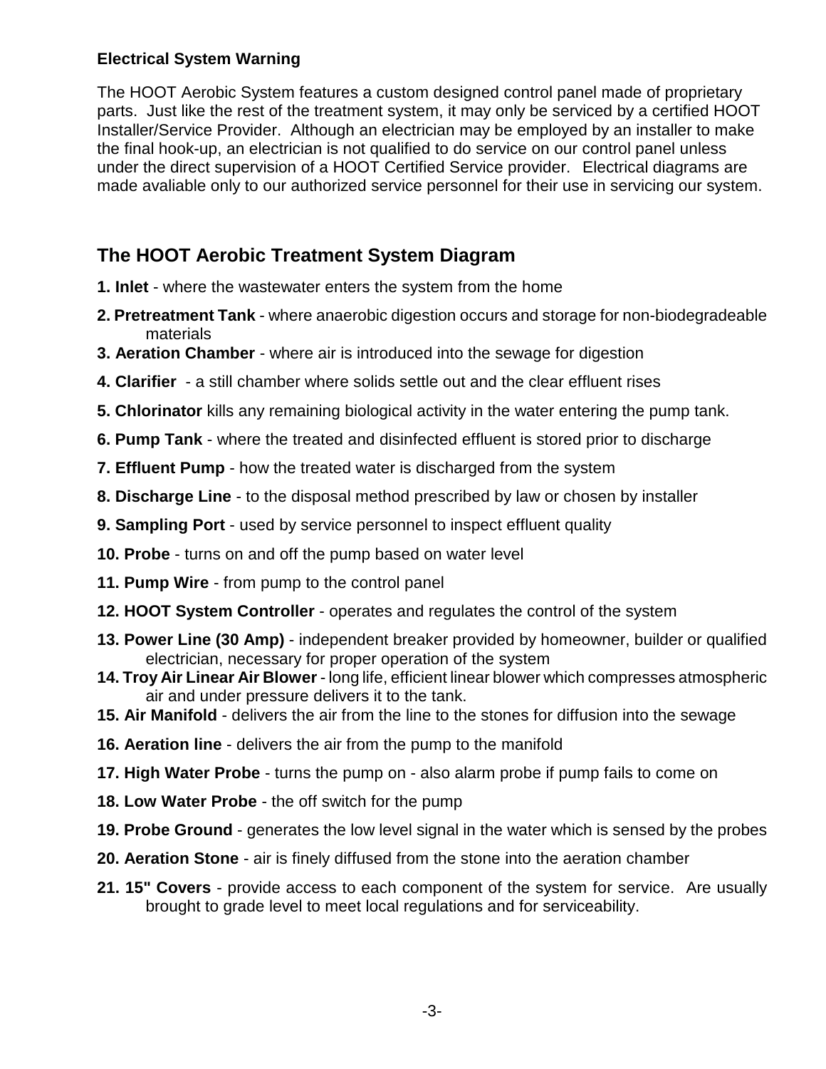### Electrical System Warning

The HOOT Aerobic System features a custom designed control panel made of proprietary parts. Just like the rest of the treatment system, it may only be serviced by a certified HOOT Installer/Service Provider. Although an electrician may be employed by an installer to make the final hook-up, an electrician is not qualified to do service on our control panel unless under the direct supervision of a HOOT Certified Service provider. Electrical diagrams are made avaliable only to our authorized service personnel for their use in servicing our system.

## The HOOT Aerobic Treatment System Diagram

**1. Inlet** - where the wastewater enters the system from the home

**2. Pretreatment Tank** - where anaerobic digestion occurs and storage for non-biodegradeable materials

**3. Aeration Chamber** - where air is introduced into the sewage for digestion

**4. Clarifier** - a still chamber where solids settle out and the clear effluent rises

**5. Chlorinator** kills any remaining biological activity in the water entering the pump tank.

**6. Pump Tank** - where the treated and disinfected effluent is stored prior to discharge

**7. Effluent Pump** - how the treated water is discharged from the system

**8. Discharge Line** - to the disposal method prescribed by law or chosen by installer

**9. Sampling Port** - used by service personnel to inspect effluent quality

**10. Probe** - turns on and off the pump based on water level

**11. Pump Wire** - from pump to the control panel

**12. HOOT System Controller** - operates and regulates the control of the system

**13. Power Line (30 Amp)** - independent breaker provided by homeowner, builder or qualified electrician, necessary for proper operation of the system

**14. Troy Air Linear Air Blower** - long life, efficient linear blower which compresses atmospheric air and under pressure delivers it to the tank.

**15. Air Manifold** - delivers the air from the line to the stones for diffusion into the sewage

**16. Aeration line** - delivers the air from the pump to the manifold

**17. High Water Probe** - turns the pump on - also alarm probe if pump fails to come on

**18. Low Water Probe** - the off switch for the pump

**19. Probe Ground** - generates the low level signal in the water which is sensed by the probes

**20. Aeration Stone** - air is finely diffused from the stone into the aeration chamber

**21. 15" Covers** - provide access to each component of the system for service. Are usually brought to grade level to meet local regulations and for serviceability.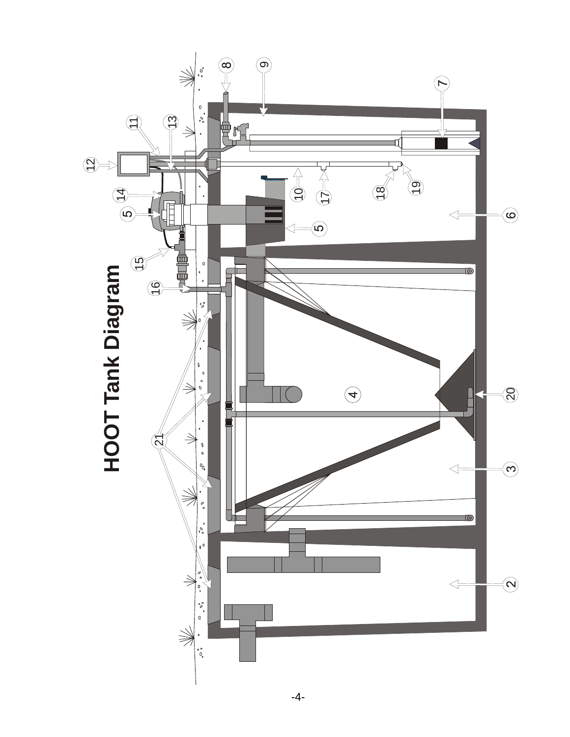# HOOT Tank Diagram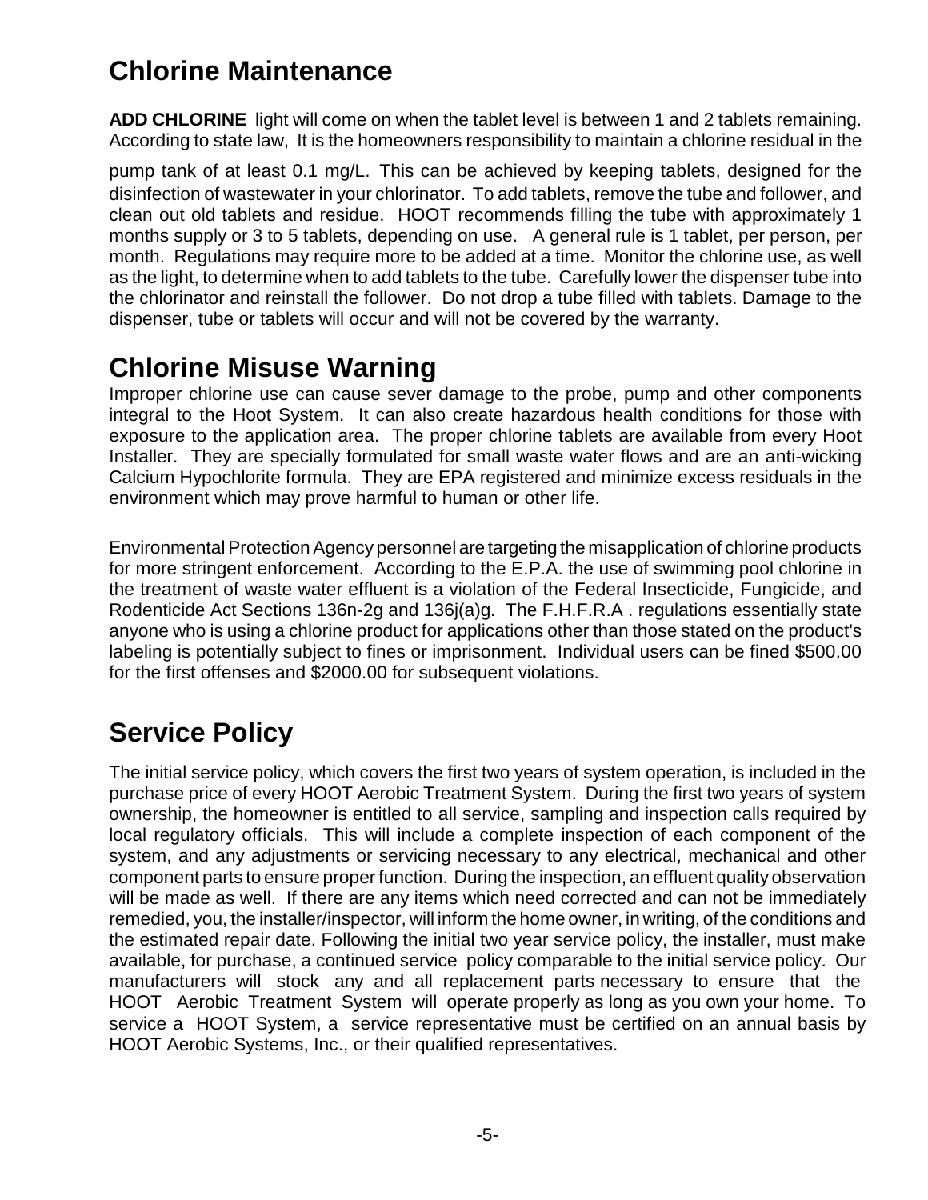## Chlorine Maintenance

**ADD CHLORINE** light will come on when the tablet level is between 1 and 2 tablets remaining. According to state law, It is the homeowners responsibility to maintain a chlorine residual in the pump tank of at least 0.1 mg/L. This can be achieved by keeping tablets, designed for the disinfection of wastewater in your chlorinator. To add tablets, remove the tube and follower, and clean out old tablets and residue. HOOT recommends filling the tube with approximately 1 months supply or 3 to 5 tablets, depending on use. A general rule is 1 tablet, per person, per month. Regulations may require more to be added at a time. Monitor the chlorine use, as well as the light, to determine when to add tablets to the tube. Carefully lower the dispenser tube into the chlorinator and reinstall the follower. Do not drop a tube filled with tablets. Damage to the dispenser, tube or tablets will occur and will not be covered by the warranty.

## Chlorine Misuse Warning

Improper chlorine use can cause sever damage to the probe, pump and other components integral to the Hoot System. It can also create hazardous health conditions for those with exposure to the application area. The proper chlorine tablets are available from every Hoot Installer. They are specially formulated for small waste water flows and are an anti-wicking Calcium Hypochlorite formula. They are EPA registered and minimize excess residuals in the environment which may prove harmful to human or other life.

Environmental Protection Agency personnel are targeting the misapplication of chlorine products for more stringent enforcement. According to the E.P.A. the use of swimming pool chlorine in the treatment of waste water effluent is a violation of the Federal Insecticide, Fungicide, and Rodenticide Act Sections 136n-2g and 136j(a)g. The F.H.F.R.A . regulations essentially state anyone who is using a chlorine product for applications other than those stated on the product's labeling is potentially subject to fines or imprisonment. Individual users can be fined $500.00 for the first offenses and $2000.00 for subsequent violations.

## Service Policy

The initial service policy, which covers the first two years of system operation, is included in the purchase price of every HOOT Aerobic Treatment System. During the first two years of system ownership, the homeowner is entitled to all service, sampling and inspection calls required by local regulatory officials. This will include a complete inspection of each component of the system, and any adjustments or servicing necessary to any electrical, mechanical and other component parts to ensure proper function. During the inspection, an effluent quality observation will be made as well. If there are any items which need corrected and can not be immediately remedied, you, the installer/inspector, will inform the home owner, in writing, of the conditions and the estimated repair date. Following the initial two year service policy, the installer, must make available, for purchase, a continued service policy comparable to the initial service policy. Our manufacturers will stock any and all replacement parts necessary to ensure that the HOOT Aerobic Treatment System will operate properly as long as you own your home. To service a HOOT System, a service representative must be certified on an annual basis by HOOT Aerobic Systems, Inc., or their qualified representatives.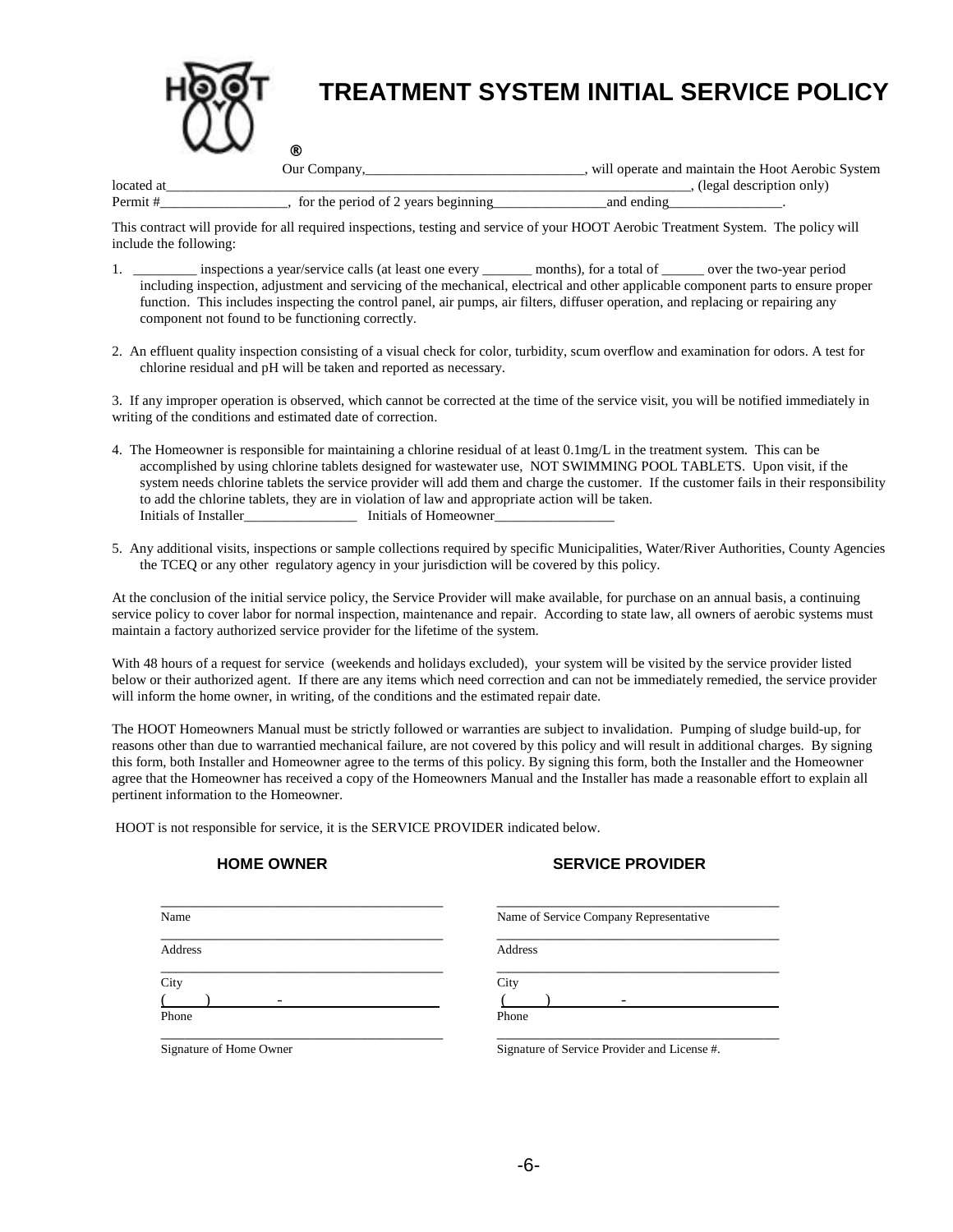# TREATMENT SYSTEM INITIAL SERVICE POLICY

Our Company,______________________________, will operate and maintain the Hoot Aerobic System located at_________________________________________________________________________, (legal description only) Permit #__________________, for the period of 2 years beginning________________and ending________________.

This contract will provide for all required inspections, testing and service of your HOOT Aerobic Treatment System. The policy will include the following:

1. _________ inspections a year/service calls (at least one every _______ months), for a total of ______ over the two-year period including inspection, adjustment and servicing of the mechanical, electrical and other applicable component parts to ensure proper function. This includes inspecting the control panel, air pumps, air filters, diffuser operation, and replacing or repairing any component not found to be functioning correctly.

2. An effluent quality inspection consisting of a visual check for color, turbidity, scum overflow and examination for odors. A test for chlorine residual and pH will be taken and reported as necessary.

3. If any improper operation is observed, which cannot be corrected at the time of the service visit, you will be notified immediately in writing of the conditions and estimated date of correction.

4. The Homeowner is responsible for maintaining a chlorine residual of at least 0.1mg/L in the treatment system. This can be accomplished by using chlorine tablets designed for wastewater use, NOT SWIMMING POOL TABLETS. Upon visit, if the system needs chlorine tablets the service provider will add them and charge the customer. If the customer fails in their responsibility to add the chlorine tablets, they are in violation of law and appropriate action will be taken.
   Initials of Installer________________ Initials of Homeowner_________________

5. Any additional visits, inspections or sample collections required by specific Municipalities, Water/River Authorities, County Agencies the TCEQ or any other regulatory agency in your jurisdiction will be covered by this policy.

At the conclusion of the initial service policy, the Service Provider will make available, for purchase on an annual basis, a continuing service policy to cover labor for normal inspection, maintenance and repair. According to state law, all owners of aerobic systems must maintain a factory authorized service provider for the lifetime of the system.

With 48 hours of a request for service (weekends and holidays excluded), your system will be visited by the service provider listed below or their authorized agent. If there are any items which need correction and can not be immediately remedied, the service provider will inform the home owner, in writing, of the conditions and the estimated repair date.

The HOOT Homeowners Manual must be strictly followed or warranties are subject to invalidation. Pumping of sludge build-up, for reasons other than due to warrantied mechanical failure, are not covered by this policy and will result in additional charges. By signing this form, both Installer and Homeowner agree to the terms of this policy. By signing this form, both the Installer and the Homeowner agree that the Homeowner has received a copy of the Homeowners Manual and the Installer has made a reasonable effort to explain all pertinent information to the Homeowner.

HOOT is not responsible for service, it is the SERVICE PROVIDER indicated below.

| **HOME OWNER** | **SERVICE PROVIDER** |
|---|---|
| ________________________________________ Name | ________________________________________ Name of Service Company Representative |
| ________________________________________ Address | ________________________________________ Address |
| ________________________________________ City | ________________________________________ City |
| (______) ________-____________ Phone | (______) ________-____________ Phone |
| ________________________________________ Signature of Home Owner | ________________________________________ Signature of Service Provider and License #. |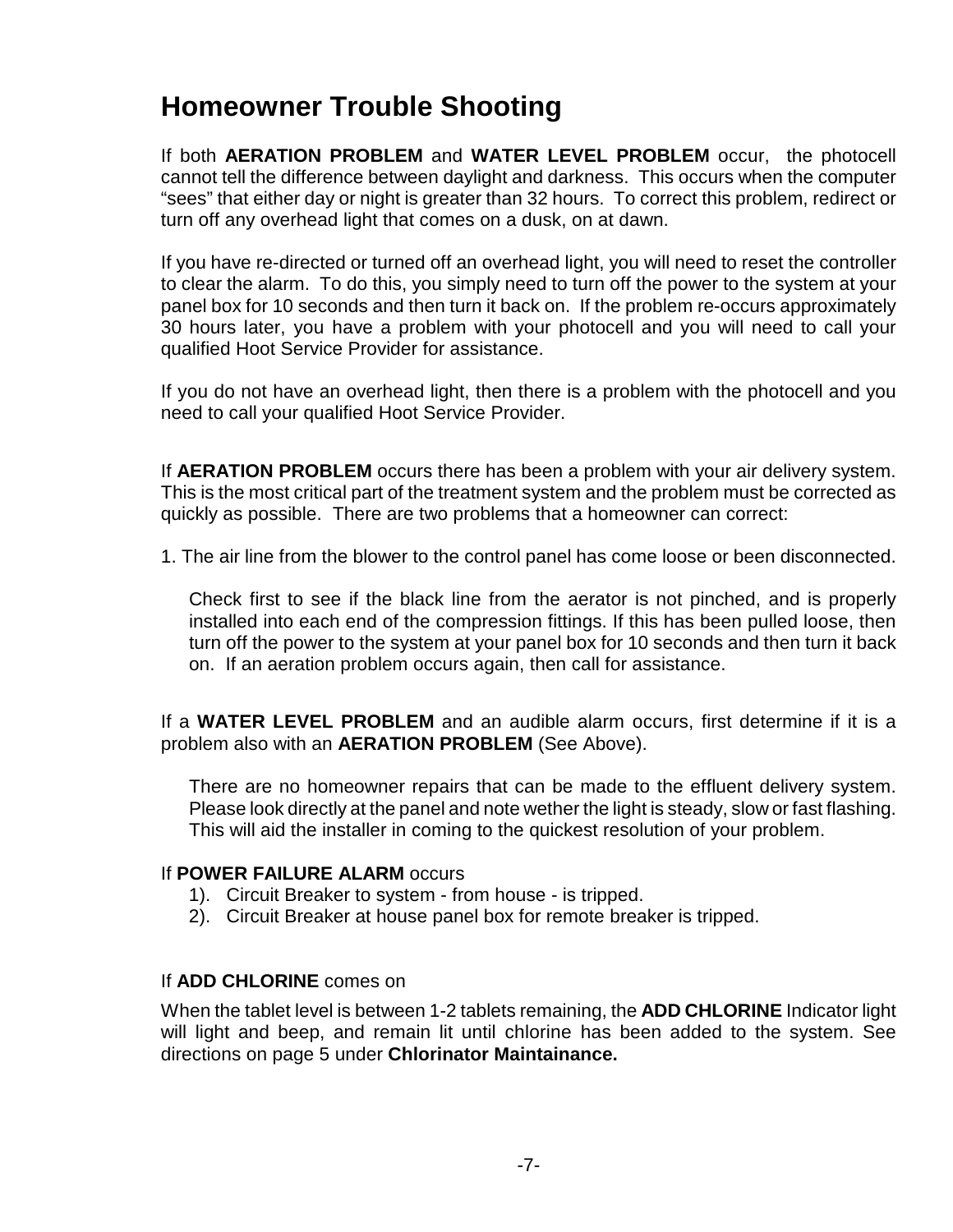# Homeowner Trouble Shooting

If both **AERATION PROBLEM** and **WATER LEVEL PROBLEM** occur, the photocell cannot tell the difference between daylight and darkness. This occurs when the computer “sees” that either day or night is greater than 32 hours. To correct this problem, redirect or turn off any overhead light that comes on a dusk, on at dawn.

If you have re-directed or turned off an overhead light, you will need to reset the controller to clear the alarm. To do this, you simply need to turn off the power to the system at your panel box for 10 seconds and then turn it back on. If the problem re-occurs approximately 30 hours later, you have a problem with your photocell and you will need to call your qualified Hoot Service Provider for assistance.

If you do not have an overhead light, then there is a problem with the photocell and you need to call your qualified Hoot Service Provider.

If **AERATION PROBLEM** occurs there has been a problem with your air delivery system. This is the most critical part of the treatment system and the problem must be corrected as quickly as possible. There are two problems that a homeowner can correct:

1. The air line from the blower to the control panel has come loose or been disconnected.

   Check first to see if the black line from the aerator is not pinched, and is properly installed into each end of the compression fittings. If this has been pulled loose, then turn off the power to the system at your panel box for 10 seconds and then turn it back on. If an aeration problem occurs again, then call for assistance.

If a **WATER LEVEL PROBLEM** and an audible alarm occurs, first determine if it is a problem also with an **AERATION PROBLEM** (See Above).

   There are no homeowner repairs that can be made to the effluent delivery system. Please look directly at the panel and note wether the light is steady, slow or fast flashing. This will aid the installer in coming to the quickest resolution of your problem.

If **POWER FAILURE ALARM** occurs

1). Circuit Breaker to system - from house - is tripped.
2). Circuit Breaker at house panel box for remote breaker is tripped.

If **ADD CHLORINE** comes on

When the tablet level is between 1-2 tablets remaining, the **ADD CHLORINE** Indicator light will light and beep, and remain lit until chlorine has been added to the system. See directions on page 5 under **Chlorinator Maintainance.**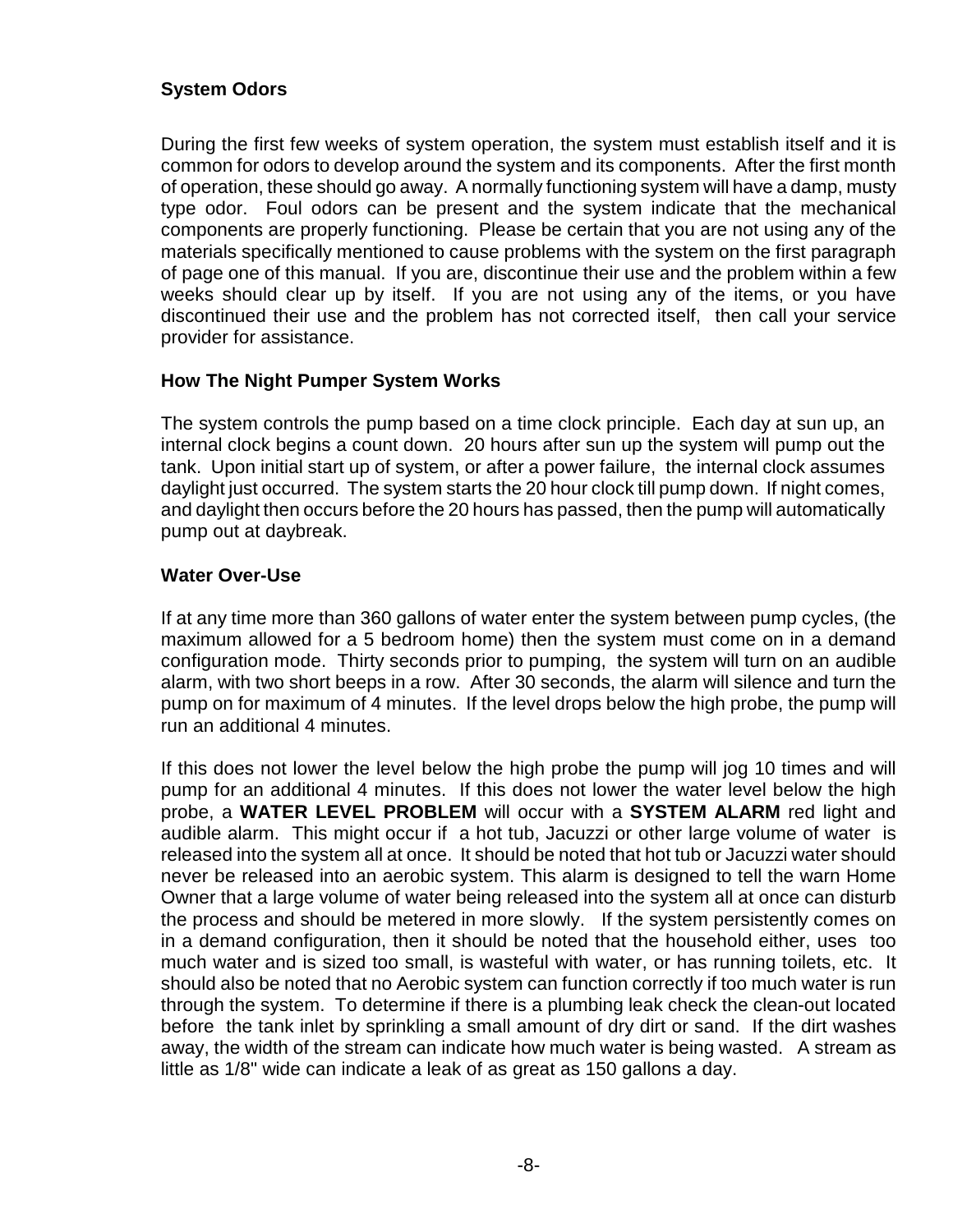### System Odors

During the first few weeks of system operation, the system must establish itself and it is common for odors to develop around the system and its components. After the first month of operation, these should go away. A normally functioning system will have a damp, musty type odor. Foul odors can be present and the system indicate that the mechanical components are properly functioning. Please be certain that you are not using any of the materials specifically mentioned to cause problems with the system on the first paragraph of page one of this manual. If you are, discontinue their use and the problem within a few weeks should clear up by itself. If you are not using any of the items, or you have discontinued their use and the problem has not corrected itself, then call your service provider for assistance.

### How The Night Pumper System Works

The system controls the pump based on a time clock principle. Each day at sun up, an internal clock begins a count down. 20 hours after sun up the system will pump out the tank. Upon initial start up of system, or after a power failure, the internal clock assumes daylight just occurred. The system starts the 20 hour clock till pump down. If night comes, and daylight then occurs before the 20 hours has passed, then the pump will automatically pump out at daybreak.

### Water Over-Use

If at any time more than 360 gallons of water enter the system between pump cycles, (the maximum allowed for a 5 bedroom home) then the system must come on in a demand configuration mode. Thirty seconds prior to pumping, the system will turn on an audible alarm, with two short beeps in a row. After 30 seconds, the alarm will silence and turn the pump on for maximum of 4 minutes. If the level drops below the high probe, the pump will run an additional 4 minutes.

If this does not lower the level below the high probe the pump will jog 10 times and will pump for an additional 4 minutes. If this does not lower the water level below the high probe, a **WATER LEVEL PROBLEM** will occur with a **SYSTEM ALARM** red light and audible alarm. This might occur if a hot tub, Jacuzzi or other large volume of water is released into the system all at once. It should be noted that hot tub or Jacuzzi water should never be released into an aerobic system. This alarm is designed to tell the warn Home Owner that a large volume of water being released into the system all at once can disturb the process and should be metered in more slowly. If the system persistently comes on in a demand configuration, then it should be noted that the household either, uses too much water and is sized too small, is wasteful with water, or has running toilets, etc. It should also be noted that no Aerobic system can function correctly if too much water is run through the system. To determine if there is a plumbing leak check the clean-out located before the tank inlet by sprinkling a small amount of dry dirt or sand. If the dirt washes away, the width of the stream can indicate how much water is being wasted. A stream as little as 1/8" wide can indicate a leak of as great as 150 gallons a day.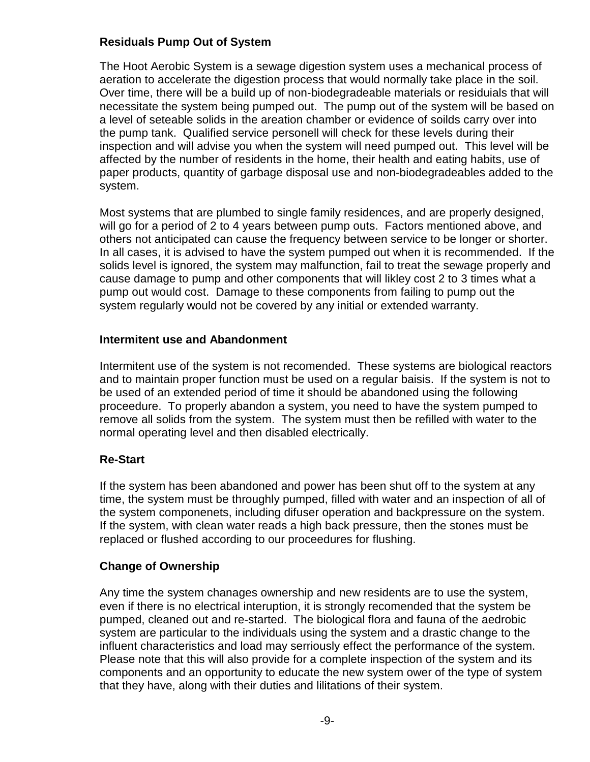**Residuals Pump Out of System**

The Hoot Aerobic System is a sewage digestion system uses a mechanical process of aeration to accelerate the digestion process that would normally take place in the soil. Over time, there will be a build up of non-biodegradeable materials or residuials that will necessitate the system being pumped out. The pump out of the system will be based on a level of seteable solids in the areation chamber or evidence of soilds carry over into the pump tank. Qualified service personell will check for these levels during their inspection and will advise you when the system will need pumped out. This level will be affected by the number of residents in the home, their health and eating habits, use of paper products, quantity of garbage disposal use and non-biodegradeables added to the system.

Most systems that are plumbed to single family residences, and are properly designed, will go for a period of 2 to 4 years between pump outs. Factors mentioned above, and others not anticipated can cause the frequency between service to be longer or shorter. In all cases, it is advised to have the system pumped out when it is recommended. If the solids level is ignored, the system may malfunction, fail to treat the sewage properly and cause damage to pump and other components that will likley cost 2 to 3 times what a pump out would cost. Damage to these components from failing to pump out the system regularly would not be covered by any initial or extended warranty.

**Intermitent use and Abandonment**

Intermitent use of the system is not recomended. These systems are biological reactors and to maintain proper function must be used on a regular baisis. If the system is not to be used of an extended period of time it should be abandoned using the following proceedure. To properly abandon a system, you need to have the system pumped to remove all solids from the system. The system must then be refilled with water to the normal operating level and then disabled electrically.

**Re-Start**

If the system has been abandoned and power has been shut off to the system at any time, the system must be throughly pumped, filled with water and an inspection of all of the system componenets, including difuser operation and backpressure on the system. If the system, with clean water reads a high back pressure, then the stones must be replaced or flushed according to our proceedures for flushing.

**Change of Ownership**

Any time the system chanages ownership and new residents are to use the system, even if there is no electrical interuption, it is strongly recomended that the system be pumped, cleaned out and re-started. The biological flora and fauna of the aedrobic system are particular to the individuals using the system and a drastic change to the influent characteristics and load may serriously effect the performance of the system. Please note that this will also provide for a complete inspection of the system and its components and an opportunity to educate the new system ower of the type of system that they have, along with their duties and lilitations of their system.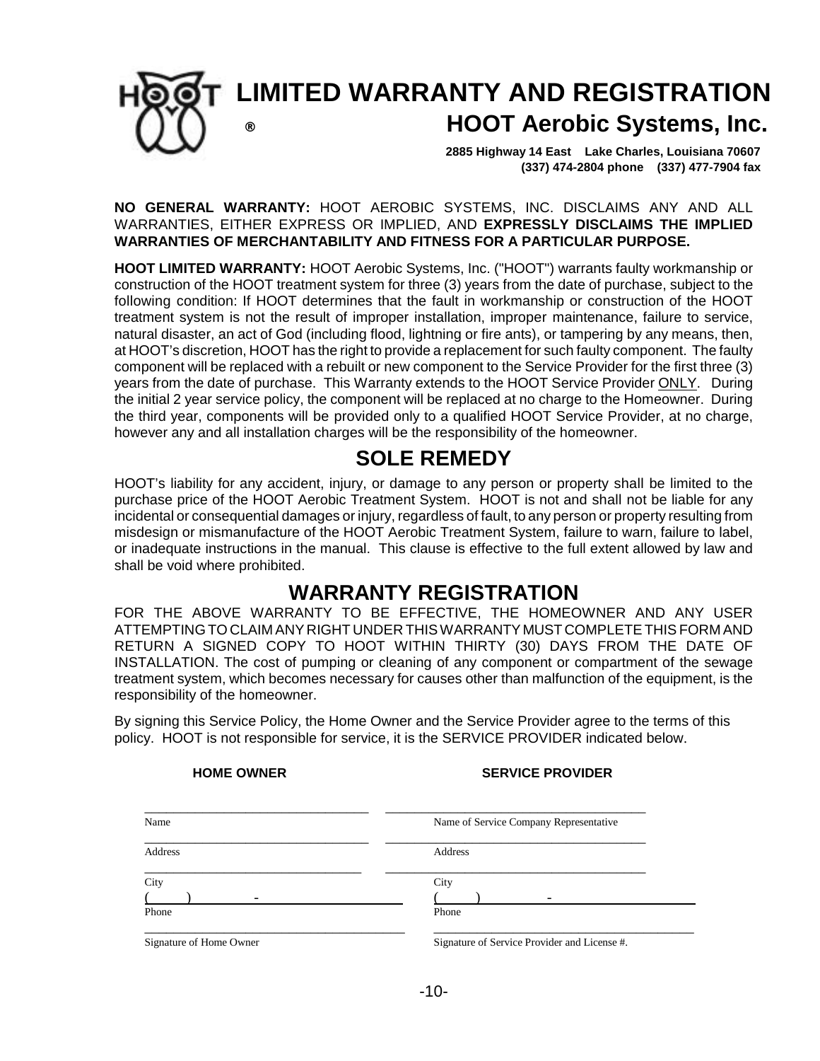# LIMITED WARRANTY AND REGISTRATION

## HOOT Aerobic Systems, Inc.

**2885 Highway 14 East Lake Charles, Louisiana 70607**
**(337) 474-2804 phone (337) 477-7904 fax**

**NO GENERAL WARRANTY:** HOOT AEROBIC SYSTEMS, INC. DISCLAIMS ANY AND ALL WARRANTIES, EITHER EXPRESS OR IMPLIED, AND **EXPRESSLY DISCLAIMS THE IMPLIED WARRANTIES OF MERCHANTABILITY AND FITNESS FOR A PARTICULAR PURPOSE.**

**HOOT LIMITED WARRANTY:** HOOT Aerobic Systems, Inc. ("HOOT") warrants faulty workmanship or construction of the HOOT treatment system for three (3) years from the date of purchase, subject to the following condition: If HOOT determines that the fault in workmanship or construction of the HOOT treatment system is not the result of improper installation, improper maintenance, failure to service, natural disaster, an act of God (including flood, lightning or fire ants), or tampering by any means, then, at HOOT's discretion, HOOT has the right to provide a replacement for such faulty component. The faulty component will be replaced with a rebuilt or new component to the Service Provider for the first three (3) years from the date of purchase. This Warranty extends to the HOOT Service Provider ONLY. During the initial 2 year service policy, the component will be replaced at no charge to the Homeowner. During the third year, components will be provided only to a qualified HOOT Service Provider, at no charge, however any and all installation charges will be the responsibility of the homeowner.

## SOLE REMEDY

HOOT's liability for any accident, injury, or damage to any person or property shall be limited to the purchase price of the HOOT Aerobic Treatment System. HOOT is not and shall not be liable for any incidental or consequential damages or injury, regardless of fault, to any person or property resulting from misdesign or mismanufacture of the HOOT Aerobic Treatment System, failure to warn, failure to label, or inadequate instructions in the manual. This clause is effective to the full extent allowed by law and shall be void where prohibited.

## WARRANTY REGISTRATION

FOR THE ABOVE WARRANTY TO BE EFFECTIVE, THE HOMEOWNER AND ANY USER ATTEMPTING TO CLAIM ANY RIGHT UNDER THIS WARRANTY MUST COMPLETE THIS FORM AND RETURN A SIGNED COPY TO HOOT WITHIN THIRTY (30) DAYS FROM THE DATE OF INSTALLATION. The cost of pumping or cleaning of any component or compartment of the sewage treatment system, which becomes necessary for causes other than malfunction of the equipment, is the responsibility of the homeowner.

By signing this Service Policy, the Home Owner and the Service Provider agree to the terms of this policy. HOOT is not responsible for service, it is the SERVICE PROVIDER indicated below.

| **HOME OWNER** | **SERVICE PROVIDER** |
|---|---|
| Name | Name of Service Company Representative |
| Address | Address |
| City | City |
| (      )         - | (      )         - |
| Phone | Phone |
| Signature of Home Owner | Signature of Service Provider and License #. |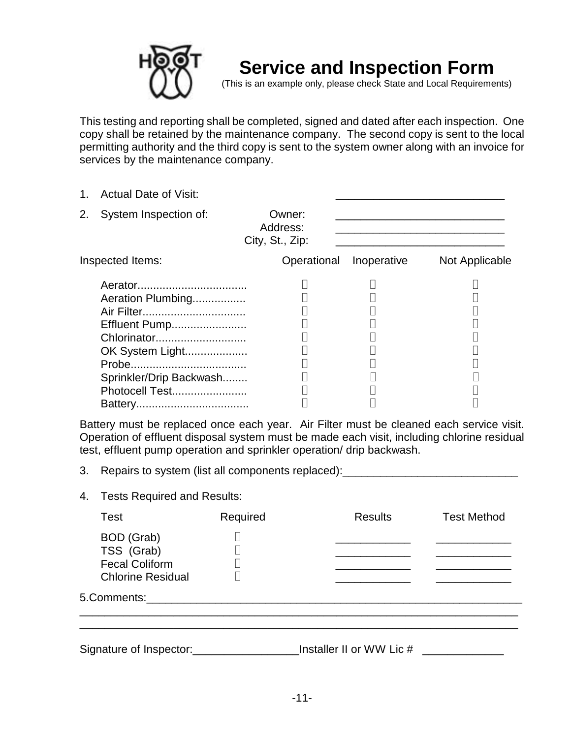# Service and Inspection Form

(This is an example only, please check State and Local Requirements)

This testing and reporting shall be completed, signed and dated after each inspection. One copy shall be retained by the maintenance company. The second copy is sent to the local permitting authority and the third copy is sent to the system owner along with an invoice for services by the maintenance company.

1. Actual Date of Visit: ___________________________
2. System Inspection of:
   - Owner: ___________________________
   - Address: ___________________________
   - City, St., Zip: ___________________________

| Inspected Items: | Operational | Inoperative | Not Applicable |
|---|---|---|---|
| Aerator.................................. | ☐ | ☐ | ☐ |
| Aeration Plumbing................. | ☐ | ☐ | ☐ |
| Air Filter................................ | ☐ | ☐ | ☐ |
| Effluent Pump........................ | ☐ | ☐ | ☐ |
| Chlorinator............................ | ☐ | ☐ | ☐ |
| OK System Light................... | ☐ | ☐ | ☐ |
| Probe.................................... | ☐ | ☐ | ☐ |
| Sprinkler/Drip Backwash........ | ☐ | ☐ | ☐ |
| Photocell Test....................... | ☐ | ☐ | ☐ |
| Battery................................... | ☐ | ☐ | ☐ |

Battery must be replaced once each year. Air Filter must be cleaned each service visit. Operation of effluent disposal system must be made each visit, including chlorine residual test, effluent pump operation and sprinkler operation/ drip backwash.

3. Repairs to system (list all components replaced):____________________________

4. Tests Required and Results:

| Test | Required | Results | Test Method |
|---|---|---|---|
| BOD (Grab) | ☐ | ____________ | ____________ |
| TSS (Grab) | ☐ | ____________ | ____________ |
| Fecal Coliform | ☐ | ____________ | ____________ |
| Chlorine Residual | ☐ | ____________ | ____________ |

5.Comments:_______________________________________________________________
_________________________________________________________________________
_________________________________________________________________________

Signature of Inspector:_________________Installer II or WW Lic # _____________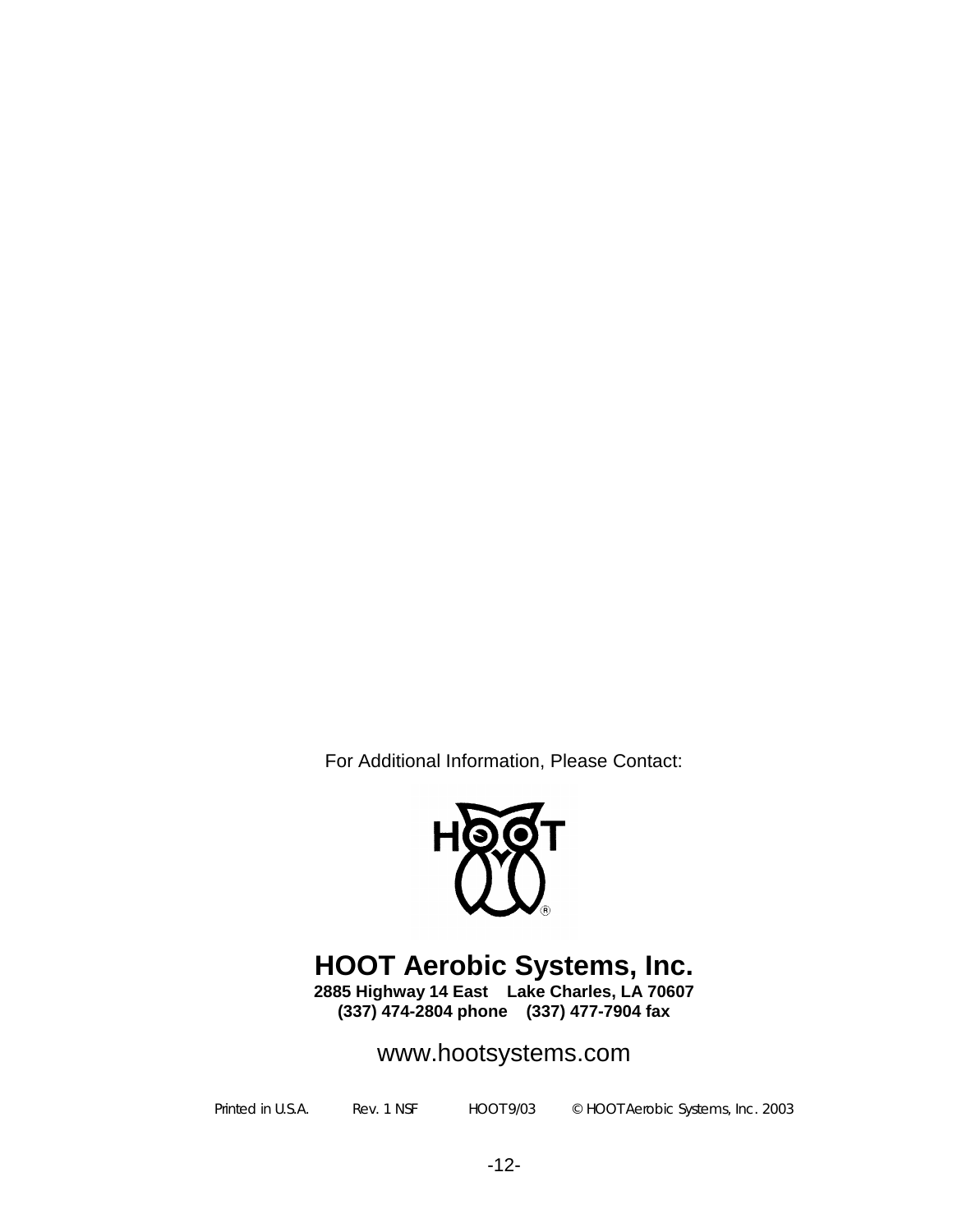For Additional Information, Please Contact:

HOOT

## HOOT Aerobic Systems, Inc.

**2885 Highway 14 East    Lake Charles, LA 70607**
**(337) 474-2804 phone    (337) 477-7904 fax**

www.hootsystems.com

Printed in U.S.A.    Rev. 1 NSF    HOOT 9/03    © HOOT Aerobic Systems, Inc. 2003